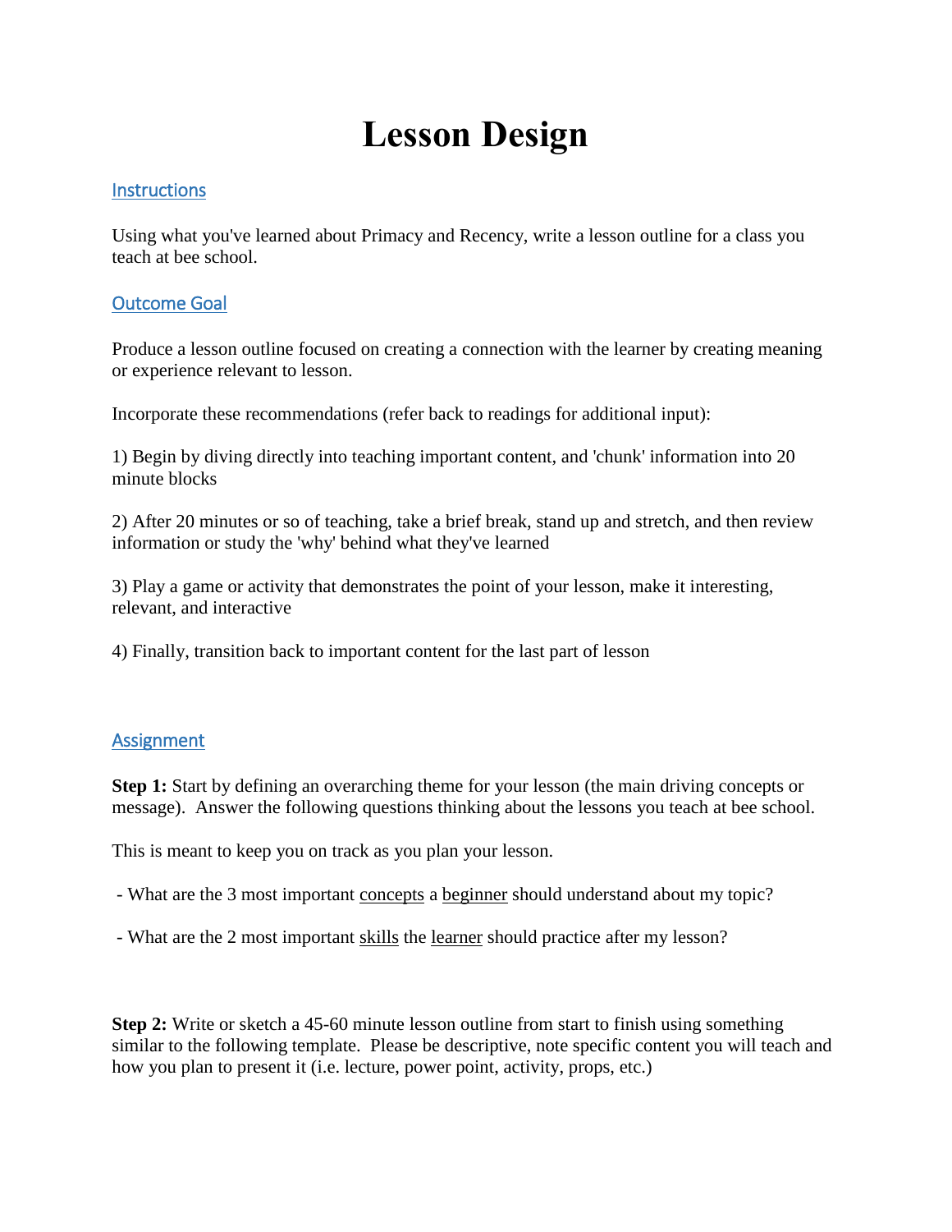# Lesson Design

## Instructions

Using what you've learned about Primacy and Recency, write a lesson outline for a class you teach at bee school.

## Outcome Goal

Produce a lesson outline focused on creating a connection with the learner by creating meaning or experience relevant to lesson.

Incorporate these recommendations (refer back to readings for additional input):

1) Begin by diving directly into teaching important content, and 'chunk' information into 20 minute blocks

2) After 20 minutes or so of teaching, take a brief break, stand up and stretch, and then review information or study the 'why' behind what they've learned

3) Play a game or activity that demonstrates the point of your lesson, make it interesting, relevant, and interactive

4) Finally, transition back to important content for the last part of lesson

## Assignment

**Step 1:** Start by defining an overarching theme for your lesson (the main driving concepts or message). Answer the following questions thinking about the lessons you teach at bee school.

This is meant to keep you on track as you plan your lesson.

- What are the 3 most important <u>concepts</u> a <u>beginner</u> should understand about my topic?

- What are the 2 most important <u>skills</u> the <u>learner</u> should practice after my lesson?

**Step 2:** Write or sketch a 45-60 minute lesson outline from start to finish using something similar to the following template. Please be descriptive, note specific content you will teach and how you plan to present it (i.e. lecture, power point, activity, props, etc.)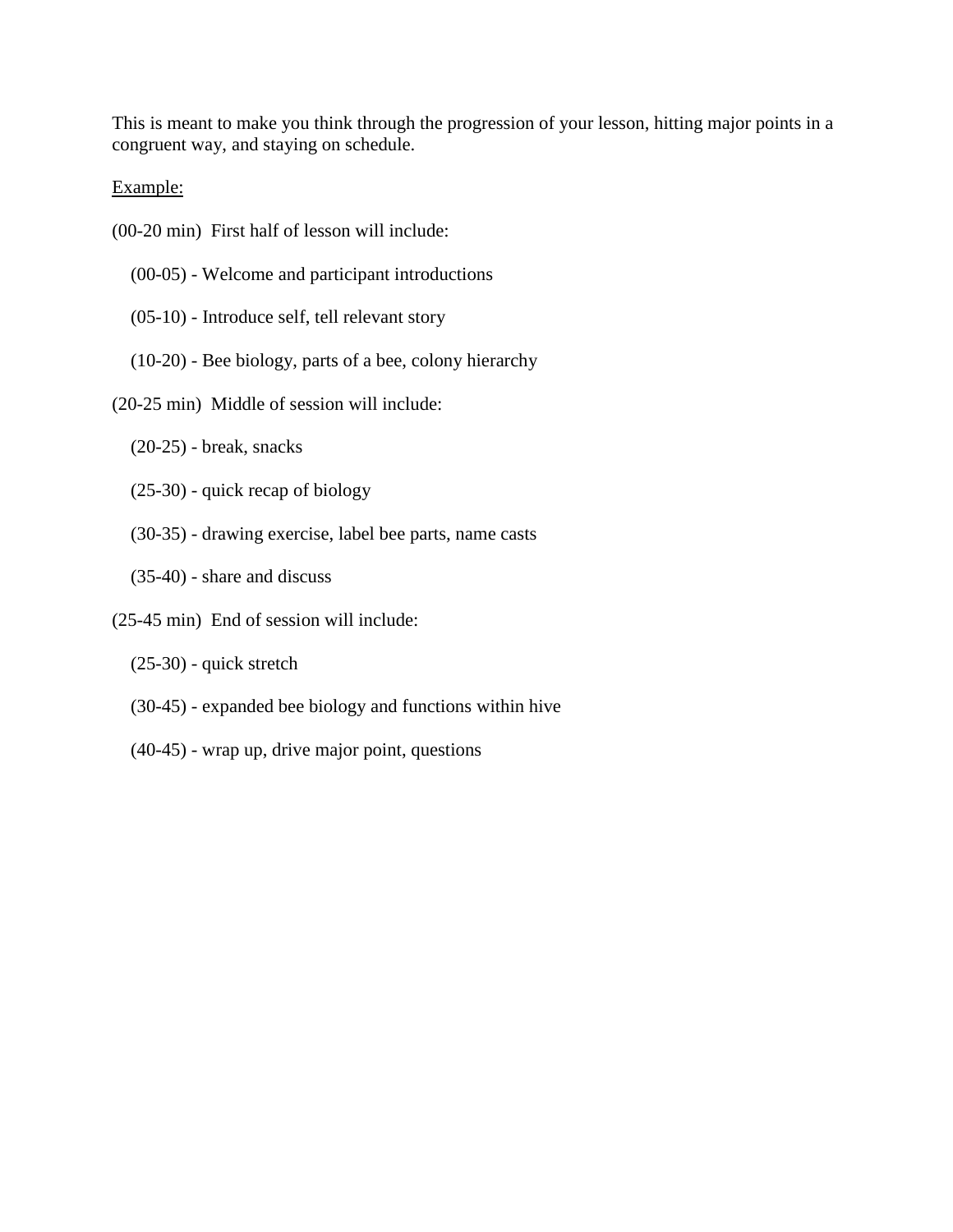This is meant to make you think through the progression of your lesson, hitting major points in a congruent way, and staying on schedule.

Example:

(00-20 min) First half of lesson will include:

- (00-05) - Welcome and participant introductions
- (05-10) - Introduce self, tell relevant story
- (10-20) - Bee biology, parts of a bee, colony hierarchy

(20-25 min) Middle of session will include:

- (20-25) - break, snacks
- (25-30) - quick recap of biology
- (30-35) - drawing exercise, label bee parts, name casts
- (35-40) - share and discuss

(25-45 min) End of session will include:

- (25-30) - quick stretch
- (30-45) - expanded bee biology and functions within hive
- (40-45) - wrap up, drive major point, questions